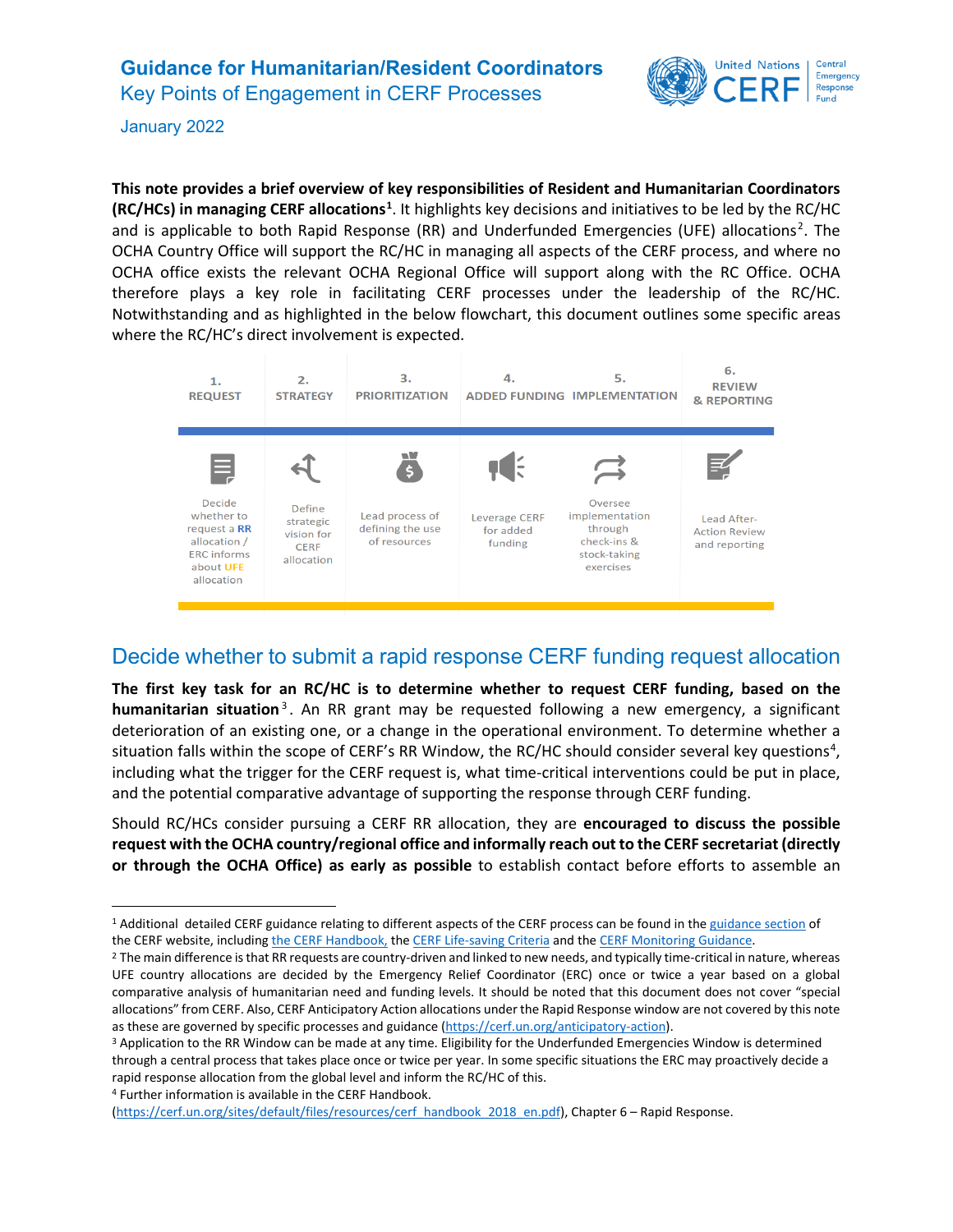# Guidance for Humanitarian/Resident Coordinators

## Key Points of Engagement in CERF Processes

January 2022

**This note provides a brief overview of key responsibilities of Resident and Humanitarian Coordinators (RC/HCs) in managing CERF allocations[1].** It highlights key decisions and initiatives to be led by the RC/HC and is applicable to both Rapid Response (RR) and Underfunded Emergencies (UFE) allocations[2]. The OCHA Country Office will support the RC/HC in managing all aspects of the CERF process, and where no OCHA office exists the relevant OCHA Regional Office will support along with the RC Office. OCHA therefore plays a key role in facilitating CERF processes under the leadership of the RC/HC. Notwithstanding and as highlighted in the below flowchart, this document outlines some specific areas where the RC/HC's direct involvement is expected.

| 1. REQUEST | 2. STRATEGY | 3. PRIORITIZATION | 4. ADDED FUNDING | 5. IMPLEMENTATION | 6. REVIEW & REPORTING |
|---|---|---|---|---|---|
| Decide whether to request a RR allocation / ERC informs about UFE allocation | Define strategic vision for CERF allocation | Lead process of defining the use of resources | Leverage CERF for added funding | Oversee implementation through check-ins & stock-taking exercises | Lead After-Action Review and reporting |

## Decide whether to submit a rapid response CERF funding request allocation

**The first key task for an RC/HC is to determine whether to request CERF funding, based on the humanitarian situation**[3]. An RR grant may be requested following a new emergency, a significant deterioration of an existing one, or a change in the operational environment. To determine whether a situation falls within the scope of CERF's RR Window, the RC/HC should consider several key questions[4], including what the trigger for the CERF request is, what time-critical interventions could be put in place, and the potential comparative advantage of supporting the response through CERF funding.

Should RC/HCs consider pursuing a CERF RR allocation, they are **encouraged to discuss the possible request with the OCHA country/regional office and informally reach out to the CERF secretariat (directly or through the OCHA Office) as early as possible** to establish contact before efforts to assemble an

---

[1] Additional detailed CERF guidance relating to different aspects of the CERF process can be found in the guidance section of the CERF website, including the CERF Handbook, the CERF Life-saving Criteria and the CERF Monitoring Guidance.

[2] The main difference is that RR requests are country-driven and linked to new needs, and typically time-critical in nature, whereas UFE country allocations are decided by the Emergency Relief Coordinator (ERC) once or twice a year based on a global comparative analysis of humanitarian need and funding levels. It should be noted that this document does not cover "special allocations" from CERF. Also, CERF Anticipatory Action allocations under the Rapid Response window are not covered by this note as these are governed by specific processes and guidance (https://cerf.un.org/anticipatory-action).

[3] Application to the RR Window can be made at any time. Eligibility for the Underfunded Emergencies Window is determined through a central process that takes place once or twice per year. In some specific situations the ERC may proactively decide a rapid response allocation from the global level and inform the RC/HC of this.

[4] Further information is available in the CERF Handbook. (https://cerf.un.org/sites/default/files/resources/cerf_handbook_2018_en.pdf), Chapter 6 – Rapid Response.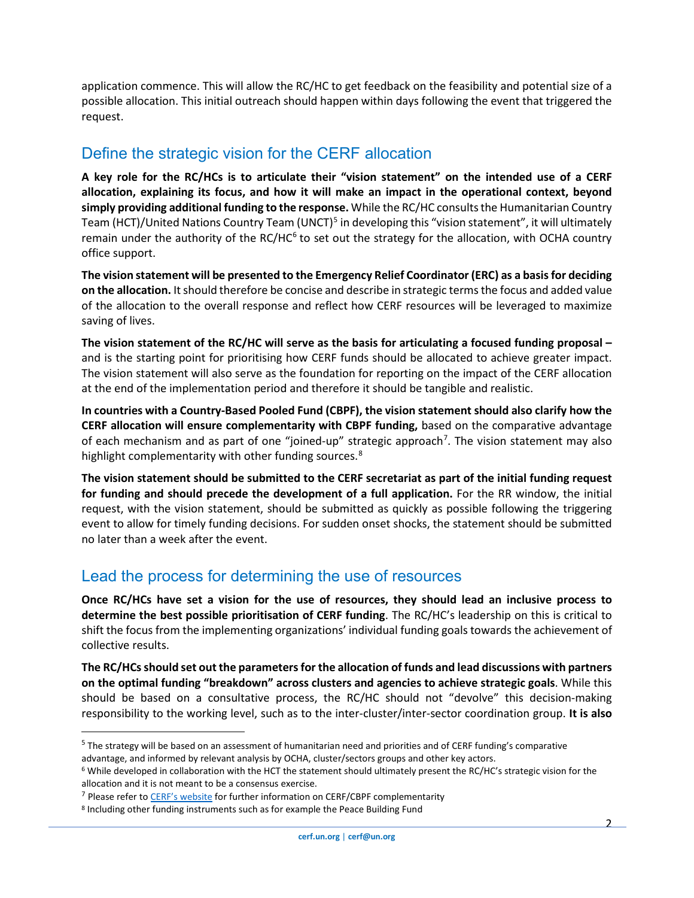application commence. This will allow the RC/HC to get feedback on the feasibility and potential size of a possible allocation. This initial outreach should happen within days following the event that triggered the request.

## Define the strategic vision for the CERF allocation

**A key role for the RC/HCs is to articulate their "vision statement" on the intended use of a CERF allocation, explaining its focus, and how it will make an impact in the operational context, beyond simply providing additional funding to the response.** While the RC/HC consults the Humanitarian Country Team (HCT)/United Nations Country Team (UNCT)[5] in developing this "vision statement", it will ultimately remain under the authority of the RC/HC[6] to set out the strategy for the allocation, with OCHA country office support.

**The vision statement will be presented to the Emergency Relief Coordinator (ERC) as a basis for deciding on the allocation.** It should therefore be concise and describe in strategic terms the focus and added value of the allocation to the overall response and reflect how CERF resources will be leveraged to maximize saving of lives.

**The vision statement of the RC/HC will serve as the basis for articulating a focused funding proposal –** and is the starting point for prioritising how CERF funds should be allocated to achieve greater impact. The vision statement will also serve as the foundation for reporting on the impact of the CERF allocation at the end of the implementation period and therefore it should be tangible and realistic.

**In countries with a Country-Based Pooled Fund (CBPF), the vision statement should also clarify how the CERF allocation will ensure complementarity with CBPF funding,** based on the comparative advantage of each mechanism and as part of one "joined-up" strategic approach[7]. The vision statement may also highlight complementarity with other funding sources.[8]

**The vision statement should be submitted to the CERF secretariat as part of the initial funding request for funding and should precede the development of a full application.** For the RR window, the initial request, with the vision statement, should be submitted as quickly as possible following the triggering event to allow for timely funding decisions. For sudden onset shocks, the statement should be submitted no later than a week after the event.

## Lead the process for determining the use of resources

**Once RC/HCs have set a vision for the use of resources, they should lead an inclusive process to determine the best possible prioritisation of CERF funding**. The RC/HC's leadership on this is critical to shift the focus from the implementing organizations' individual funding goals towards the achievement of collective results.

**The RC/HCs should set out the parameters for the allocation of funds and lead discussions with partners on the optimal funding "breakdown" across clusters and agencies to achieve strategic goals**. While this should be based on a consultative process, the RC/HC should not "devolve" this decision-making responsibility to the working level, such as to the inter-cluster/inter-sector coordination group. **It is also**

---

[5] The strategy will be based on an assessment of humanitarian need and priorities and of CERF funding's comparative advantage, and informed by relevant analysis by OCHA, cluster/sectors groups and other key actors.

[6] While developed in collaboration with the HCT the statement should ultimately present the RC/HC's strategic vision for the allocation and it is not meant to be a consensus exercise.

[7] Please refer to CERF's website for further information on CERF/CBPF complementarity

[8] Including other funding instruments such as for example the Peace Building Fund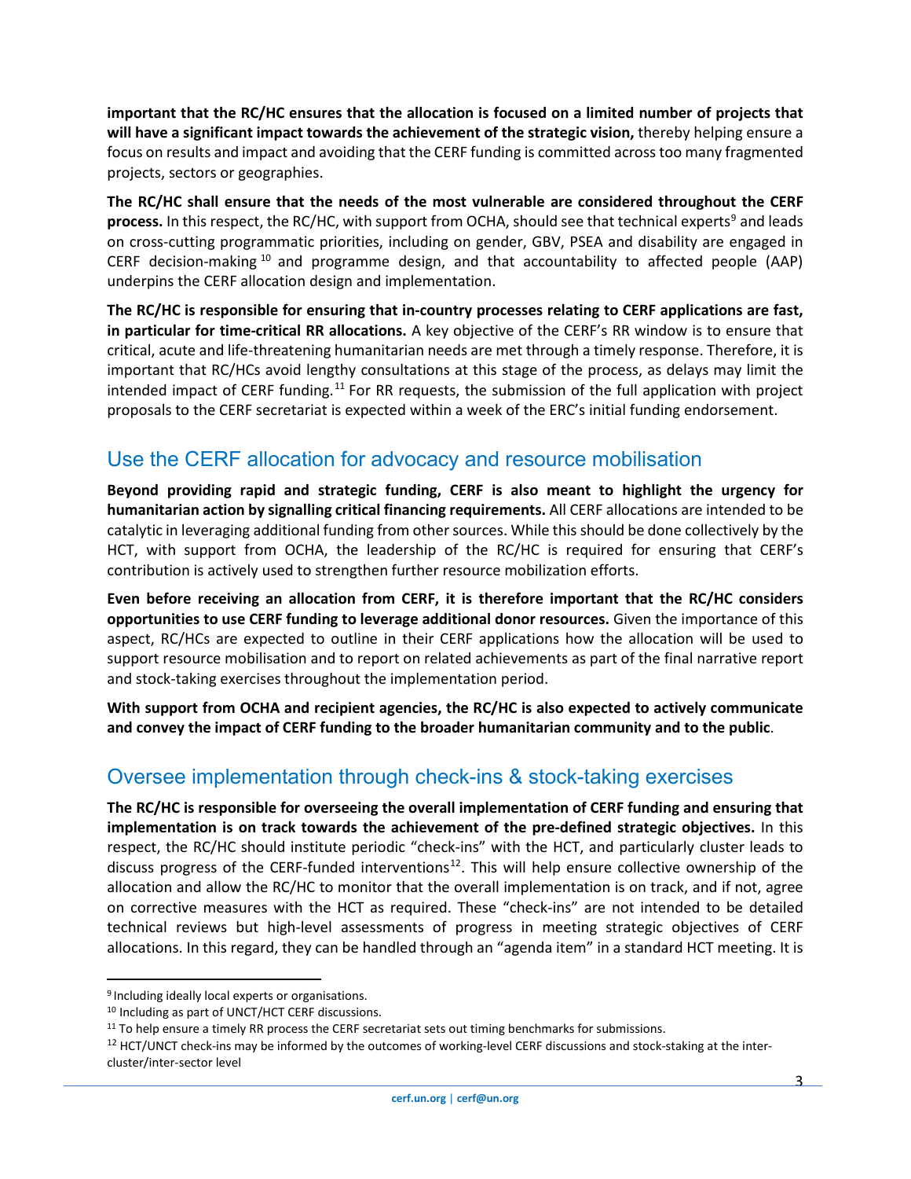**important that the RC/HC ensures that the allocation is focused on a limited number of projects that will have a significant impact towards the achievement of the strategic vision,** thereby helping ensure a focus on results and impact and avoiding that the CERF funding is committed across too many fragmented projects, sectors or geographies.

**The RC/HC shall ensure that the needs of the most vulnerable are considered throughout the CERF process.** In this respect, the RC/HC, with support from OCHA, should see that technical experts[9] and leads on cross-cutting programmatic priorities, including on gender, GBV, PSEA and disability are engaged in CERF decision-making[10] and programme design, and that accountability to affected people (AAP) underpins the CERF allocation design and implementation.

**The RC/HC is responsible for ensuring that in-country processes relating to CERF applications are fast, in particular for time-critical RR allocations.** A key objective of the CERF's RR window is to ensure that critical, acute and life-threatening humanitarian needs are met through a timely response. Therefore, it is important that RC/HCs avoid lengthy consultations at this stage of the process, as delays may limit the intended impact of CERF funding.[11] For RR requests, the submission of the full application with project proposals to the CERF secretariat is expected within a week of the ERC's initial funding endorsement.

## Use the CERF allocation for advocacy and resource mobilisation

**Beyond providing rapid and strategic funding, CERF is also meant to highlight the urgency for humanitarian action by signalling critical financing requirements.** All CERF allocations are intended to be catalytic in leveraging additional funding from other sources. While this should be done collectively by the HCT, with support from OCHA, the leadership of the RC/HC is required for ensuring that CERF's contribution is actively used to strengthen further resource mobilization efforts.

**Even before receiving an allocation from CERF, it is therefore important that the RC/HC considers opportunities to use CERF funding to leverage additional donor resources.** Given the importance of this aspect, RC/HCs are expected to outline in their CERF applications how the allocation will be used to support resource mobilisation and to report on related achievements as part of the final narrative report and stock-taking exercises throughout the implementation period.

**With support from OCHA and recipient agencies, the RC/HC is also expected to actively communicate and convey the impact of CERF funding to the broader humanitarian community and to the public**.

## Oversee implementation through check-ins & stock-taking exercises

**The RC/HC is responsible for overseeing the overall implementation of CERF funding and ensuring that implementation is on track towards the achievement of the pre-defined strategic objectives.** In this respect, the RC/HC should institute periodic "check-ins" with the HCT, and particularly cluster leads to discuss progress of the CERF-funded interventions[12]. This will help ensure collective ownership of the allocation and allow the RC/HC to monitor that the overall implementation is on track, and if not, agree on corrective measures with the HCT as required. These "check-ins" are not intended to be detailed technical reviews but high-level assessments of progress in meeting strategic objectives of CERF allocations. In this regard, they can be handled through an "agenda item" in a standard HCT meeting. It is

---

[9] Including ideally local experts or organisations.

[10] Including as part of UNCT/HCT CERF discussions.

[11] To help ensure a timely RR process the CERF secretariat sets out timing benchmarks for submissions.

[12] HCT/UNCT check-ins may be informed by the outcomes of working-level CERF discussions and stock-staking at the inter-cluster/inter-sector level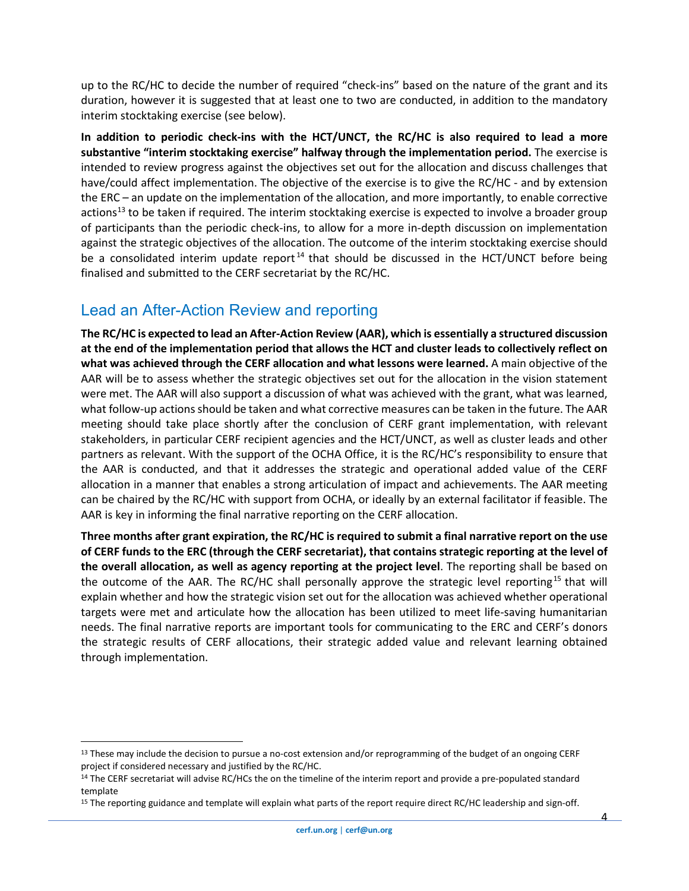up to the RC/HC to decide the number of required "check-ins" based on the nature of the grant and its duration, however it is suggested that at least one to two are conducted, in addition to the mandatory interim stocktaking exercise (see below).

**In addition to periodic check-ins with the HCT/UNCT, the RC/HC is also required to lead a more substantive "interim stocktaking exercise" halfway through the implementation period.** The exercise is intended to review progress against the objectives set out for the allocation and discuss challenges that have/could affect implementation. The objective of the exercise is to give the RC/HC - and by extension the ERC – an update on the implementation of the allocation, and more importantly, to enable corrective actions[13] to be taken if required. The interim stocktaking exercise is expected to involve a broader group of participants than the periodic check-ins, to allow for a more in-depth discussion on implementation against the strategic objectives of the allocation. The outcome of the interim stocktaking exercise should be a consolidated interim update report[14] that should be discussed in the HCT/UNCT before being finalised and submitted to the CERF secretariat by the RC/HC.

## Lead an After-Action Review and reporting

**The RC/HC is expected to lead an After-Action Review (AAR), which is essentially a structured discussion at the end of the implementation period that allows the HCT and cluster leads to collectively reflect on what was achieved through the CERF allocation and what lessons were learned.** A main objective of the AAR will be to assess whether the strategic objectives set out for the allocation in the vision statement were met. The AAR will also support a discussion of what was achieved with the grant, what was learned, what follow-up actions should be taken and what corrective measures can be taken in the future. The AAR meeting should take place shortly after the conclusion of CERF grant implementation, with relevant stakeholders, in particular CERF recipient agencies and the HCT/UNCT, as well as cluster leads and other partners as relevant. With the support of the OCHA Office, it is the RC/HC's responsibility to ensure that the AAR is conducted, and that it addresses the strategic and operational added value of the CERF allocation in a manner that enables a strong articulation of impact and achievements. The AAR meeting can be chaired by the RC/HC with support from OCHA, or ideally by an external facilitator if feasible. The AAR is key in informing the final narrative reporting on the CERF allocation.

**Three months after grant expiration, the RC/HC is required to submit a final narrative report on the use of CERF funds to the ERC (through the CERF secretariat), that contains strategic reporting at the level of the overall allocation, as well as agency reporting at the project level**. The reporting shall be based on the outcome of the AAR. The RC/HC shall personally approve the strategic level reporting[15] that will explain whether and how the strategic vision set out for the allocation was achieved whether operational targets were met and articulate how the allocation has been utilized to meet life-saving humanitarian needs. The final narrative reports are important tools for communicating to the ERC and CERF's donors the strategic results of CERF allocations, their strategic added value and relevant learning obtained through implementation.

---

[13] These may include the decision to pursue a no-cost extension and/or reprogramming of the budget of an ongoing CERF project if considered necessary and justified by the RC/HC.

[14] The CERF secretariat will advise RC/HCs the on the timeline of the interim report and provide a pre-populated standard template

[15] The reporting guidance and template will explain what parts of the report require direct RC/HC leadership and sign-off.